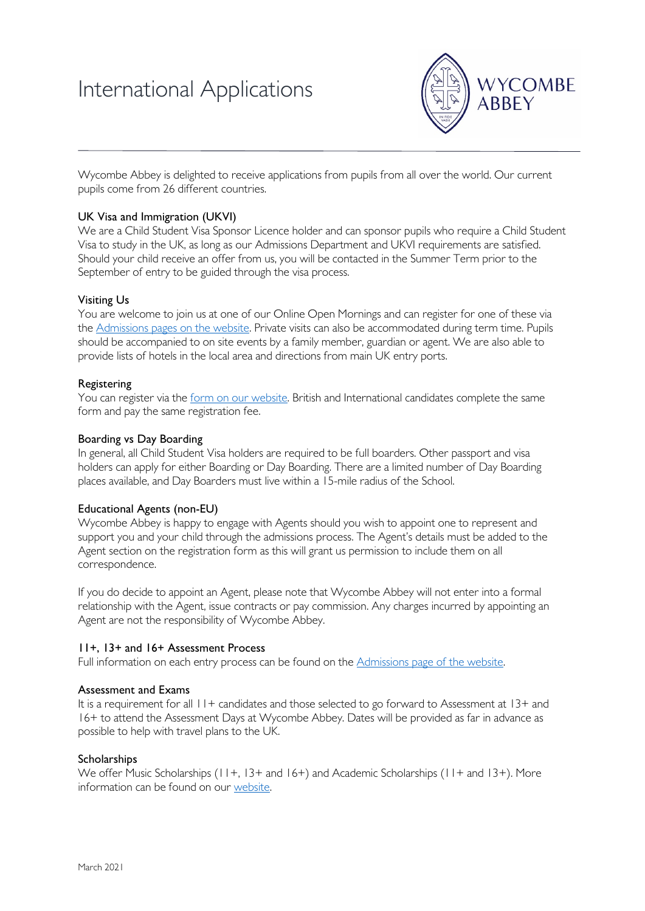# International Applications

Wycombe Abbey is delighted to receive applications from pupils from all over the world. Our current pupils come from 26 different countries.

## UK Visa and Immigration (UKVI)

We are a Child Student Visa Sponsor Licence holder and can sponsor pupils who require a Child Student Visa to study in the UK, as long as our Admissions Department and UKVI requirements are satisfied. Should your child receive an offer from us, you will be contacted in the Summer Term prior to the September of entry to be guided through the visa process.

## Visiting Us

You are welcome to join us at one of our Online Open Mornings and can register for one of these via the Admissions pages on the website. Private visits can also be accommodated during term time. Pupils should be accompanied to on site events by a family member, guardian or agent. We are also able to provide lists of hotels in the local area and directions from main UK entry ports.

## Registering

You can register via the form on our website. British and International candidates complete the same form and pay the same registration fee.

## Boarding vs Day Boarding

In general, all Child Student Visa holders are required to be full boarders. Other passport and visa holders can apply for either Boarding or Day Boarding. There are a limited number of Day Boarding places available, and Day Boarders must live within a 15-mile radius of the School.

## Educational Agents (non-EU)

Wycombe Abbey is happy to engage with Agents should you wish to appoint one to represent and support you and your child through the admissions process. The Agent's details must be added to the Agent section on the registration form as this will grant us permission to include them on all correspondence.

If you do decide to appoint an Agent, please note that Wycombe Abbey will not enter into a formal relationship with the Agent, issue contracts or pay commission. Any charges incurred by appointing an Agent are not the responsibility of Wycombe Abbey.

## 11+, 13+ and 16+ Assessment Process

Full information on each entry process can be found on the Admissions page of the website.

## Assessment and Exams

It is a requirement for all 11+ candidates and those selected to go forward to Assessment at 13+ and 16+ to attend the Assessment Days at Wycombe Abbey. Dates will be provided as far in advance as possible to help with travel plans to the UK.

## Scholarships

We offer Music Scholarships (11+, 13+ and 16+) and Academic Scholarships (11+ and 13+). More information can be found on our website.

March 2021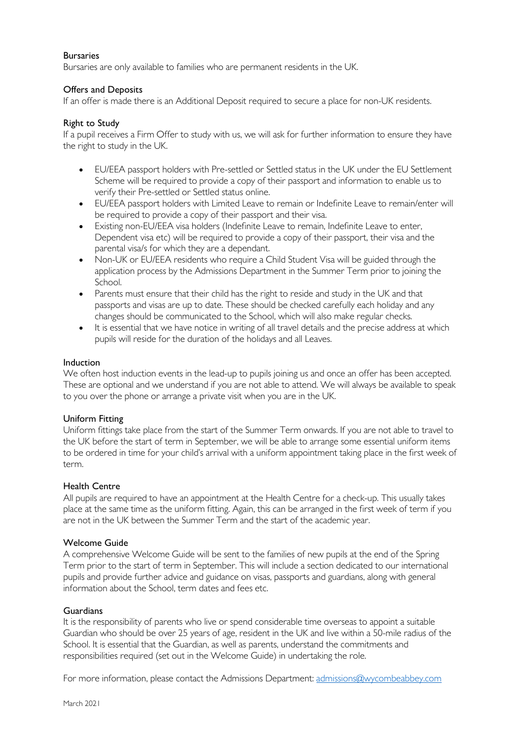### Bursaries

Bursaries are only available to families who are permanent residents in the UK.

### Offers and Deposits

If an offer is made there is an Additional Deposit required to secure a place for non-UK residents.

### Right to Study

If a pupil receives a Firm Offer to study with us, we will ask for further information to ensure they have the right to study in the UK.

- EU/EEA passport holders with Pre-settled or Settled status in the UK under the EU Settlement Scheme will be required to provide a copy of their passport and information to enable us to verify their Pre-settled or Settled status online.
- EU/EEA passport holders with Limited Leave to remain or Indefinite Leave to remain/enter will be required to provide a copy of their passport and their visa.
- Existing non-EU/EEA visa holders (Indefinite Leave to remain, Indefinite Leave to enter, Dependent visa etc) will be required to provide a copy of their passport, their visa and the parental visa/s for which they are a dependant.
- Non-UK or EU/EEA residents who require a Child Student Visa will be guided through the application process by the Admissions Department in the Summer Term prior to joining the School.
- Parents must ensure that their child has the right to reside and study in the UK and that passports and visas are up to date. These should be checked carefully each holiday and any changes should be communicated to the School, which will also make regular checks.
- It is essential that we have notice in writing of all travel details and the precise address at which pupils will reside for the duration of the holidays and all Leaves.

### Induction

We often host induction events in the lead-up to pupils joining us and once an offer has been accepted. These are optional and we understand if you are not able to attend. We will always be available to speak to you over the phone or arrange a private visit when you are in the UK.

### Uniform Fitting

Uniform fittings take place from the start of the Summer Term onwards. If you are not able to travel to the UK before the start of term in September, we will be able to arrange some essential uniform items to be ordered in time for your child's arrival with a uniform appointment taking place in the first week of term.

### Health Centre

All pupils are required to have an appointment at the Health Centre for a check-up. This usually takes place at the same time as the uniform fitting. Again, this can be arranged in the first week of term if you are not in the UK between the Summer Term and the start of the academic year.

### Welcome Guide

A comprehensive Welcome Guide will be sent to the families of new pupils at the end of the Spring Term prior to the start of term in September. This will include a section dedicated to our international pupils and provide further advice and guidance on visas, passports and guardians, along with general information about the School, term dates and fees etc.

### Guardians

It is the responsibility of parents who live or spend considerable time overseas to appoint a suitable Guardian who should be over 25 years of age, resident in the UK and live within a 50-mile radius of the School. It is essential that the Guardian, as well as parents, understand the commitments and responsibilities required (set out in the Welcome Guide) in undertaking the role.

For more information, please contact the Admissions Department: admissions@wycombeabbey.com

March 2021